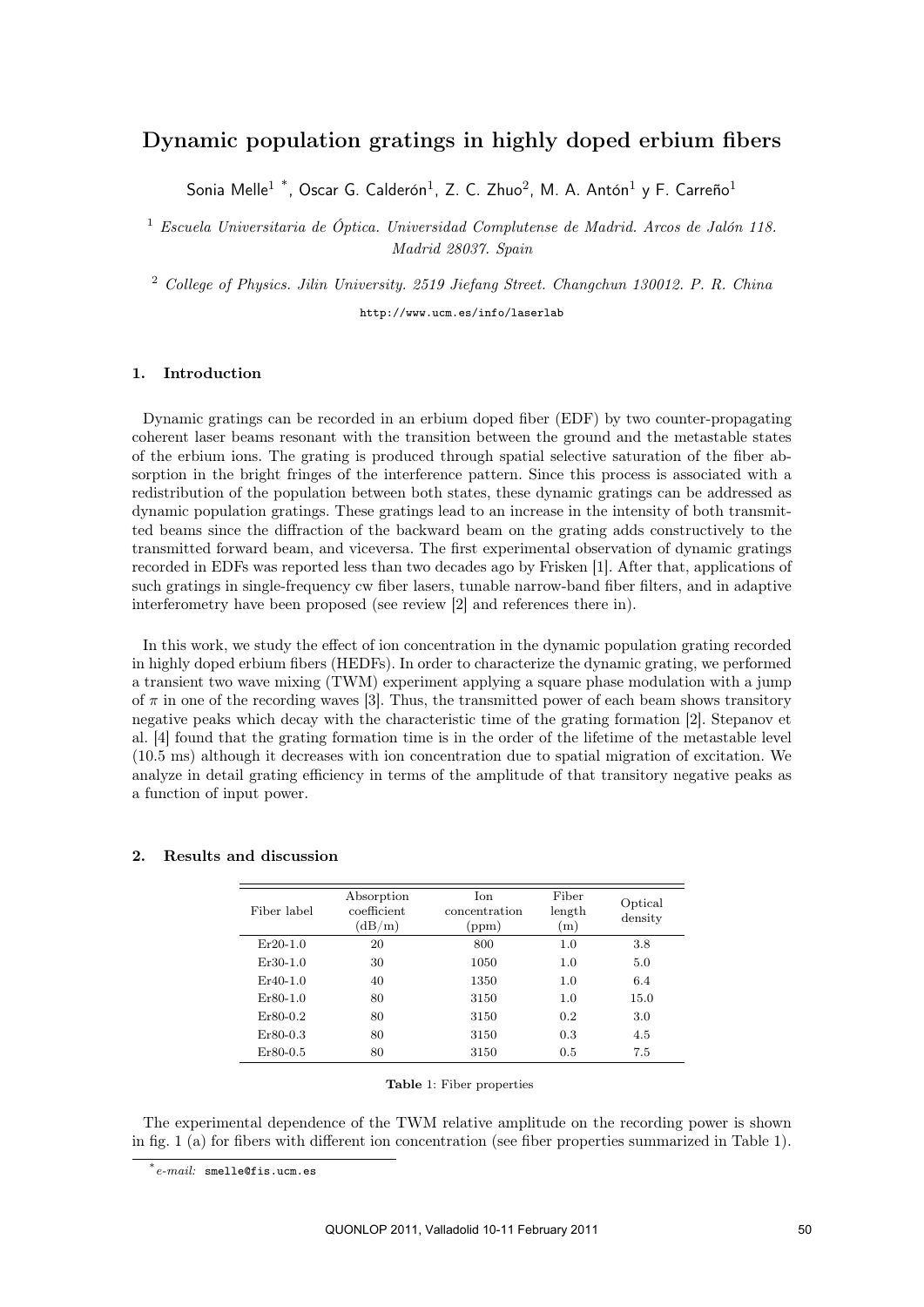# Dynamic population gratings in highly doped erbium fibers

Sonia Melle[1] *, Oscar G. Calderón[1], Z. C. Zhuo[2], M. A. Antón[1] y F. Carreño[1]

[1] *Escuela Universitaria de Óptica. Universidad Complutense de Madrid. Arcos de Jalón 118. Madrid 28037. Spain*

[2] *College of Physics. Jilin University. 2519 Jiefang Street. Changchun 130012. P. R. China*

http://www.ucm.es/info/laserlab

## 1. Introduction

Dynamic gratings can be recorded in an erbium doped fiber (EDF) by two counter-propagating coherent laser beams resonant with the transition between the ground and the metastable states of the erbium ions. The grating is produced through spatial selective saturation of the fiber absorption in the bright fringes of the interference pattern. Since this process is associated with a redistribution of the population between both states, these dynamic gratings can be addressed as dynamic population gratings. These gratings lead to an increase in the intensity of both transmitted beams since the diffraction of the backward beam on the grating adds constructively to the transmitted forward beam, and viceversa. The first experimental observation of dynamic gratings recorded in EDFs was reported less than two decades ago by Frisken [1]. After that, applications of such gratings in single-frequency cw fiber lasers, tunable narrow-band fiber filters, and in adaptive interferometry have been proposed (see review [2] and references there in).

In this work, we study the effect of ion concentration in the dynamic population grating recorded in highly doped erbium fibers (HEDFs). In order to characterize the dynamic grating, we performed a transient two wave mixing (TWM) experiment applying a square phase modulation with a jump of $\pi$ in one of the recording waves [3]. Thus, the transmitted power of each beam shows transitory negative peaks which decay with the characteristic time of the grating formation [2]. Stepanov et al. [4] found that the grating formation time is in the order of the lifetime of the metastable level (10.5 ms) although it decreases with ion concentration due to spatial migration of excitation. We analyze in detail grating efficiency in terms of the amplitude of that transitory negative peaks as a function of input power.

## 2. Results and discussion

| Fiber label | Absorption coefficient (dB/m) | Ion concentration (ppm) | Fiber length (m) | Optical density |
|---|---|---|---|---|
| Er20-1.0 | 20 | 800 | 1.0 | 3.8 |
| Er30-1.0 | 30 | 1050 | 1.0 | 5.0 |
| Er40-1.0 | 40 | 1350 | 1.0 | 6.4 |
| Er80-1.0 | 80 | 3150 | 1.0 | 15.0 |
| Er80-0.2 | 80 | 3150 | 0.2 | 3.0 |
| Er80-0.3 | 80 | 3150 | 0.3 | 4.5 |
| Er80-0.5 | 80 | 3150 | 0.5 | 7.5 |

**Table 1**: Fiber properties

The experimental dependence of the TWM relative amplitude on the recording power is shown in fig. 1 (a) for fibers with different ion concentration (see fiber properties summarized in Table 1).

\* *e-mail:* smelle@fis.ucm.es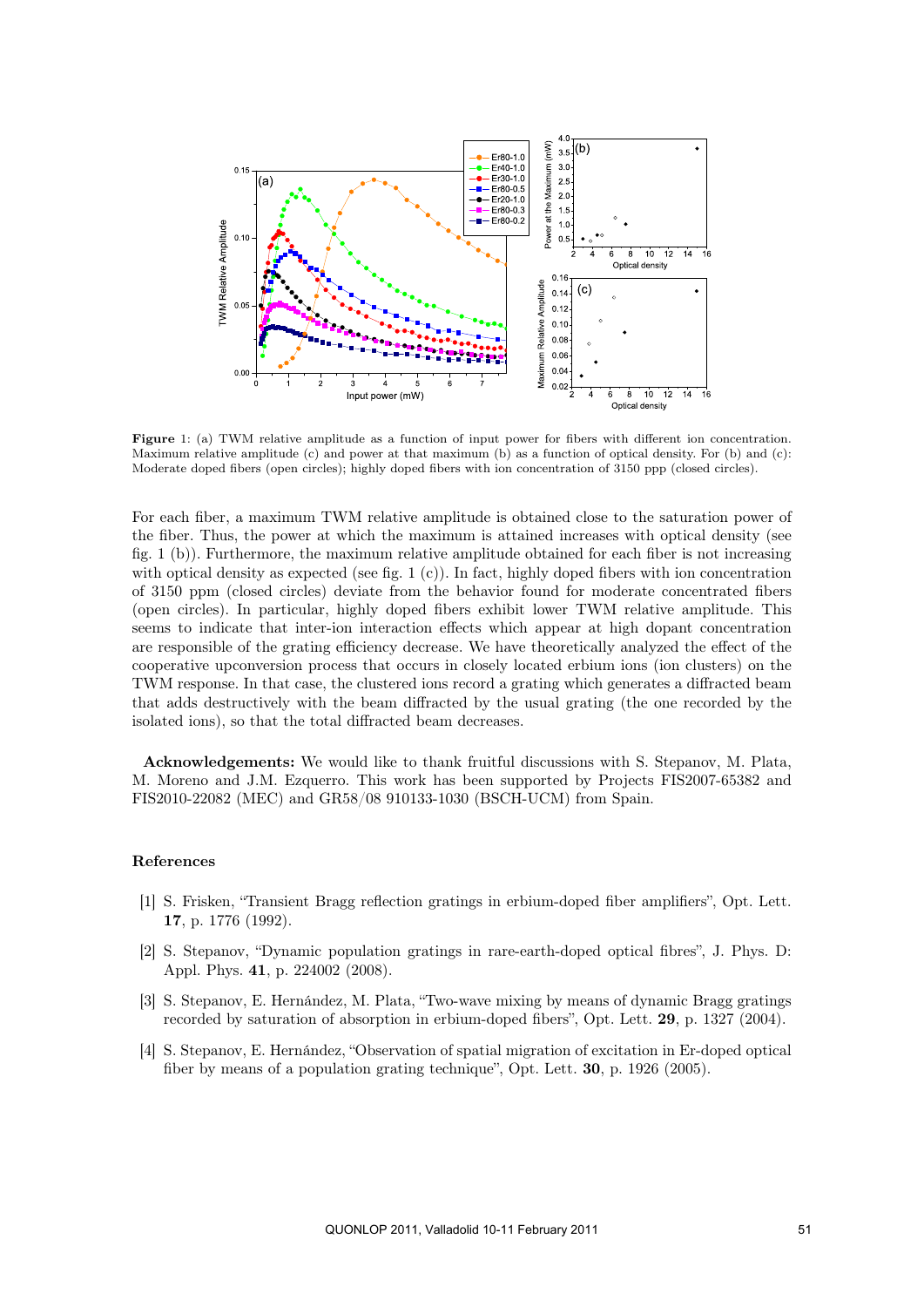(a)

TWM Relative Amplitude

0.15

0.10

0.05

0.00

0 1 2 3 4 5 6 7

Input power (mW)

Er80-1.0
Er40-1.0
Er30-1.0
Er80-0.5
Er20-1.0
Er80-0.3
Er80-0.2

(b)

Power at the Maximum (mW)

4.0 3.5 3.0 2.5 2.0 1.5 1.0 0.5

2 4 6 8 10 12 14 16

Optical density

(c)

Maximum Relative Amplitude

0.16 0.14 0.12 0.10 0.08 0.06 0.04 0.02

2 4 6 8 10 12 14 16

Optical density

**Figure** 1: (a) TWM relative amplitude as a function of input power for fibers with different ion concentration. Maximum relative amplitude (c) and power at that maximum (b) as a function of optical density. For (b) and (c): Moderate doped fibers (open circles); highly doped fibers with ion concentration of 3150 ppp (closed circles).

For each fiber, a maximum TWM relative amplitude is obtained close to the saturation power of the fiber. Thus, the power at which the maximum is attained increases with optical density (see fig. 1 (b)). Furthermore, the maximum relative amplitude obtained for each fiber is not increasing with optical density as expected (see fig. 1 (c)). In fact, highly doped fibers with ion concentration of 3150 ppm (closed circles) deviate from the behavior found for moderate concentrated fibers (open circles). In particular, highly doped fibers exhibit lower TWM relative amplitude. This seems to indicate that inter-ion interaction effects which appear at high dopant concentration are responsible of the grating efficiency decrease. We have theoretically analyzed the effect of the cooperative upconversion process that occurs in closely located erbium ions (ion clusters) on the TWM response. In that case, the clustered ions record a grating which generates a diffracted beam that adds destructively with the beam diffracted by the usual grating (the one recorded by the isolated ions), so that the total diffracted beam decreases.

**Acknowledgements:** We would like to thank fruitful discussions with S. Stepanov, M. Plata, M. Moreno and J.M. Ezquerro. This work has been supported by Projects FIS2007-65382 and FIS2010-22082 (MEC) and GR58/08 910133-1030 (BSCH-UCM) from Spain.

## References

[1] S. Frisken, "Transient Bragg reflection gratings in erbium-doped fiber amplifiers", Opt. Lett. **17**, p. 1776 (1992).

[2] S. Stepanov, "Dynamic population gratings in rare-earth-doped optical fibres", J. Phys. D: Appl. Phys. **41**, p. 224002 (2008).

[3] S. Stepanov, E. Hernández, M. Plata, "Two-wave mixing by means of dynamic Bragg gratings recorded by saturation of absorption in erbium-doped fibers", Opt. Lett. **29**, p. 1327 (2004).

[4] S. Stepanov, E. Hernández, "Observation of spatial migration of excitation in Er-doped optical fiber by means of a population grating technique", Opt. Lett. **30**, p. 1926 (2005).